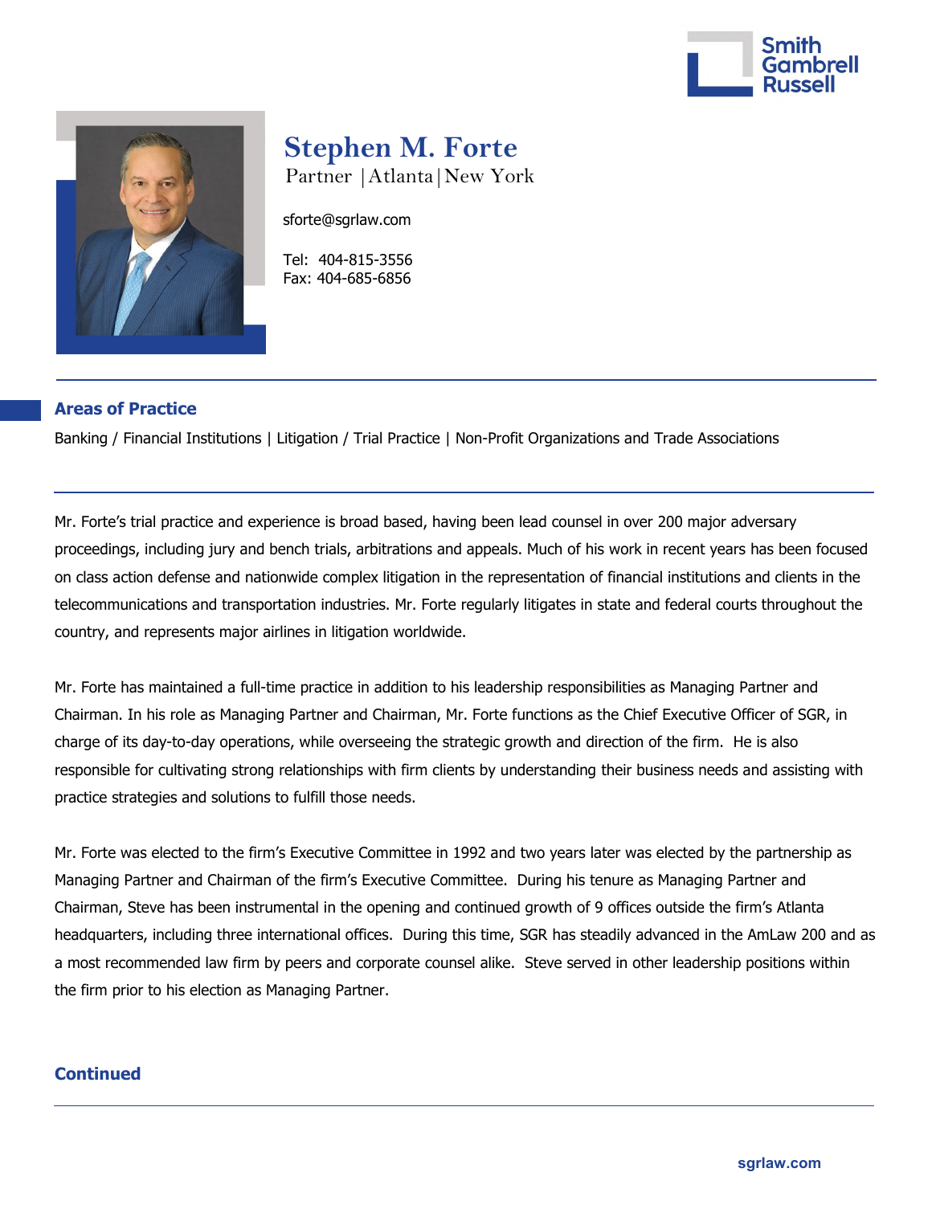# Stephen M. Forte

Partner | Atlanta | New York

sforte@sgrlaw.com

Tel: 404-815-3556
Fax: 404-685-6856

## Areas of Practice

Banking / Financial Institutions | Litigation / Trial Practice | Non-Profit Organizations and Trade Associations

Mr. Forte's trial practice and experience is broad based, having been lead counsel in over 200 major adversary proceedings, including jury and bench trials, arbitrations and appeals. Much of his work in recent years has been focused on class action defense and nationwide complex litigation in the representation of financial institutions and clients in the telecommunications and transportation industries. Mr. Forte regularly litigates in state and federal courts throughout the country, and represents major airlines in litigation worldwide.

Mr. Forte has maintained a full-time practice in addition to his leadership responsibilities as Managing Partner and Chairman. In his role as Managing Partner and Chairman, Mr. Forte functions as the Chief Executive Officer of SGR, in charge of its day-to-day operations, while overseeing the strategic growth and direction of the firm. He is also responsible for cultivating strong relationships with firm clients by understanding their business needs and assisting with practice strategies and solutions to fulfill those needs.

Mr. Forte was elected to the firm's Executive Committee in 1992 and two years later was elected by the partnership as Managing Partner and Chairman of the firm's Executive Committee. During his tenure as Managing Partner and Chairman, Steve has been instrumental in the opening and continued growth of 9 offices outside the firm's Atlanta headquarters, including three international offices. During this time, SGR has steadily advanced in the AmLaw 200 and as a most recommended law firm by peers and corporate counsel alike. Steve served in other leadership positions within the firm prior to his election as Managing Partner.

**Continued**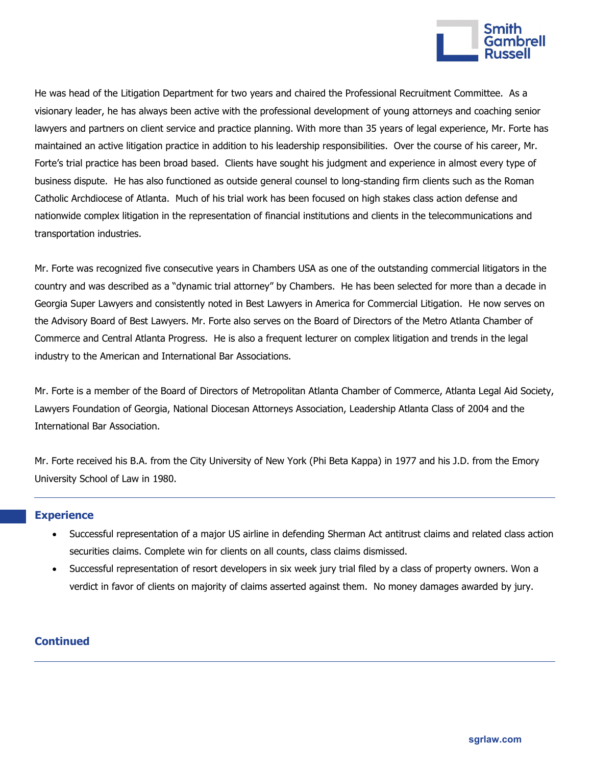He was head of the Litigation Department for two years and chaired the Professional Recruitment Committee. As a visionary leader, he has always been active with the professional development of young attorneys and coaching senior lawyers and partners on client service and practice planning. With more than 35 years of legal experience, Mr. Forte has maintained an active litigation practice in addition to his leadership responsibilities. Over the course of his career, Mr. Forte's trial practice has been broad based. Clients have sought his judgment and experience in almost every type of business dispute. He has also functioned as outside general counsel to long-standing firm clients such as the Roman Catholic Archdiocese of Atlanta. Much of his trial work has been focused on high stakes class action defense and nationwide complex litigation in the representation of financial institutions and clients in the telecommunications and transportation industries.

Mr. Forte was recognized five consecutive years in Chambers USA as one of the outstanding commercial litigators in the country and was described as a "dynamic trial attorney" by Chambers. He has been selected for more than a decade in Georgia Super Lawyers and consistently noted in Best Lawyers in America for Commercial Litigation. He now serves on the Advisory Board of Best Lawyers. Mr. Forte also serves on the Board of Directors of the Metro Atlanta Chamber of Commerce and Central Atlanta Progress. He is also a frequent lecturer on complex litigation and trends in the legal industry to the American and International Bar Associations.

Mr. Forte is a member of the Board of Directors of Metropolitan Atlanta Chamber of Commerce, Atlanta Legal Aid Society, Lawyers Foundation of Georgia, National Diocesan Attorneys Association, Leadership Atlanta Class of 2004 and the International Bar Association.

Mr. Forte received his B.A. from the City University of New York (Phi Beta Kappa) in 1977 and his J.D. from the Emory University School of Law in 1980.

## Experience

- Successful representation of a major US airline in defending Sherman Act antitrust claims and related class action securities claims. Complete win for clients on all counts, class claims dismissed.
- Successful representation of resort developers in six week jury trial filed by a class of property owners. Won a verdict in favor of clients on majority of claims asserted against them. No money damages awarded by jury.

**Continued**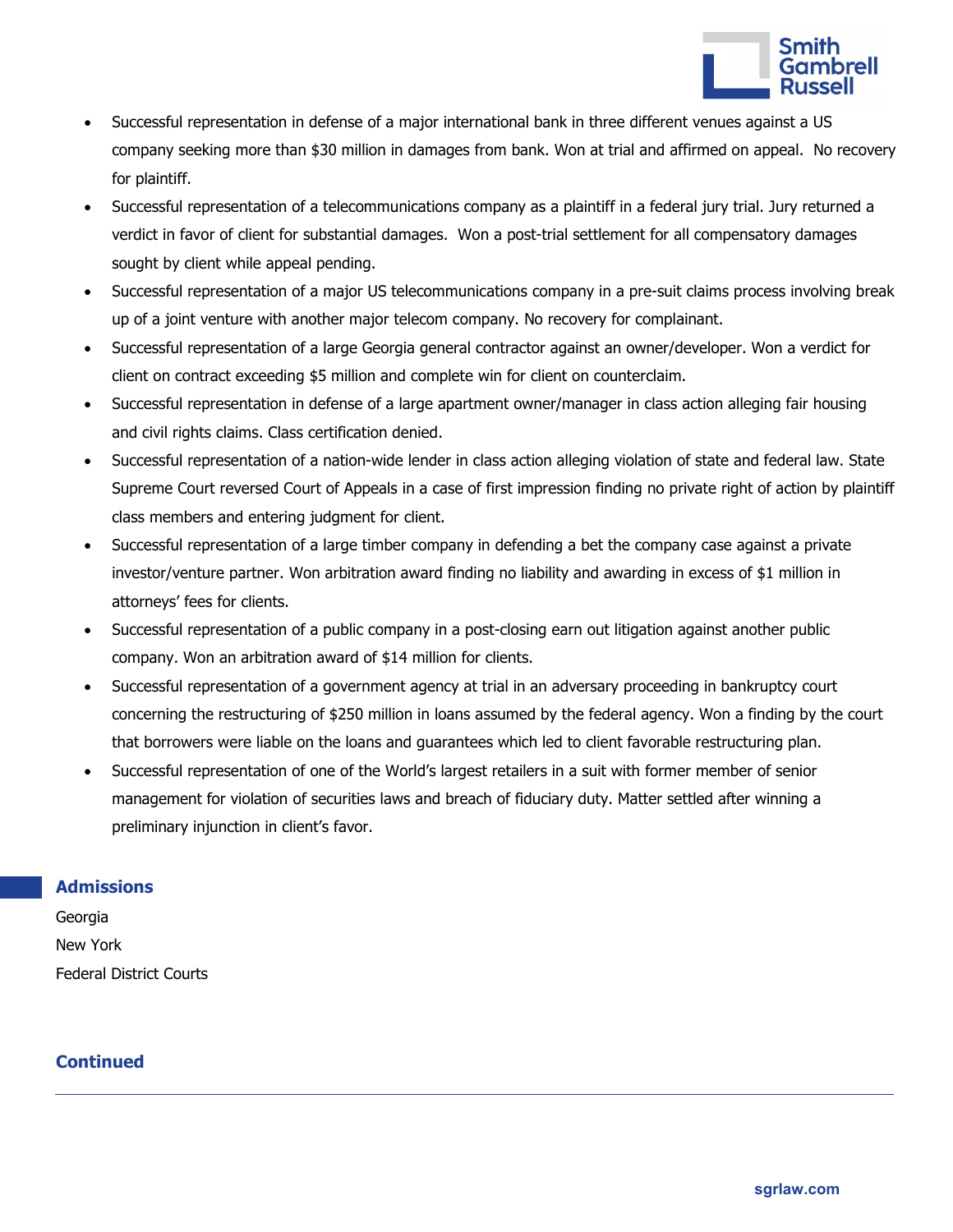- Successful representation in defense of a major international bank in three different venues against a US company seeking more than $30 million in damages from bank. Won at trial and affirmed on appeal. No recovery for plaintiff.
- Successful representation of a telecommunications company as a plaintiff in a federal jury trial. Jury returned a verdict in favor of client for substantial damages. Won a post-trial settlement for all compensatory damages sought by client while appeal pending.
- Successful representation of a major US telecommunications company in a pre-suit claims process involving break up of a joint venture with another major telecom company. No recovery for complainant.
- Successful representation of a large Georgia general contractor against an owner/developer. Won a verdict for client on contract exceeding $5 million and complete win for client on counterclaim.
- Successful representation in defense of a large apartment owner/manager in class action alleging fair housing and civil rights claims. Class certification denied.
- Successful representation of a nation-wide lender in class action alleging violation of state and federal law. State Supreme Court reversed Court of Appeals in a case of first impression finding no private right of action by plaintiff class members and entering judgment for client.
- Successful representation of a large timber company in defending a bet the company case against a private investor/venture partner. Won arbitration award finding no liability and awarding in excess of $1 million in attorneys' fees for clients.
- Successful representation of a public company in a post-closing earn out litigation against another public company. Won an arbitration award of $14 million for clients.
- Successful representation of a government agency at trial in an adversary proceeding in bankruptcy court concerning the restructuring of $250 million in loans assumed by the federal agency. Won a finding by the court that borrowers were liable on the loans and guarantees which led to client favorable restructuring plan.
- Successful representation of one of the World's largest retailers in a suit with former member of senior management for violation of securities laws and breach of fiduciary duty. Matter settled after winning a preliminary injunction in client's favor.

## Admissions

Georgia

New York

Federal District Courts

**Continued**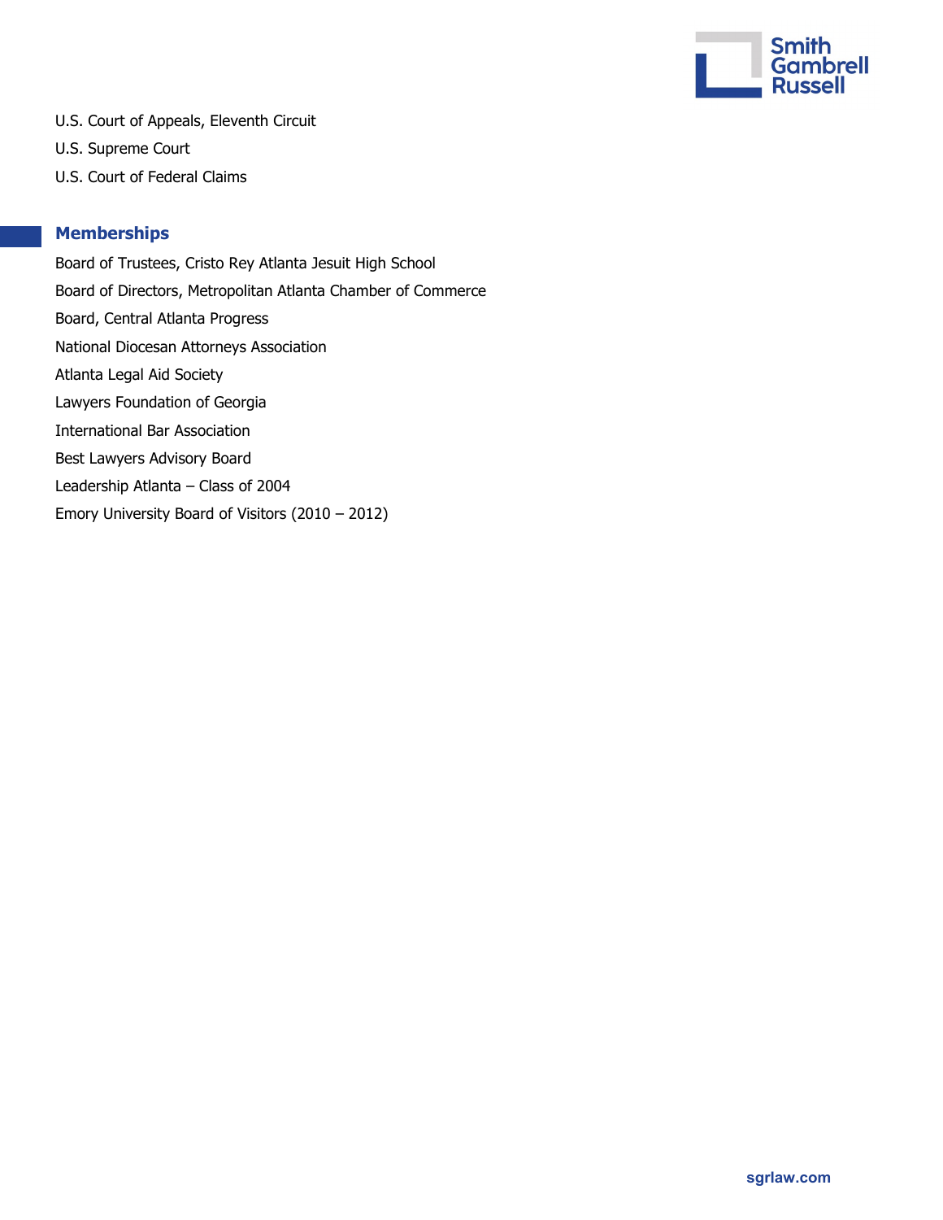U.S. Court of Appeals, Eleventh Circuit

U.S. Supreme Court

U.S. Court of Federal Claims

## Memberships

Board of Trustees, Cristo Rey Atlanta Jesuit High School

Board of Directors, Metropolitan Atlanta Chamber of Commerce

Board, Central Atlanta Progress

National Diocesan Attorneys Association

Atlanta Legal Aid Society

Lawyers Foundation of Georgia

International Bar Association

Best Lawyers Advisory Board

Leadership Atlanta – Class of 2004

Emory University Board of Visitors (2010 – 2012)